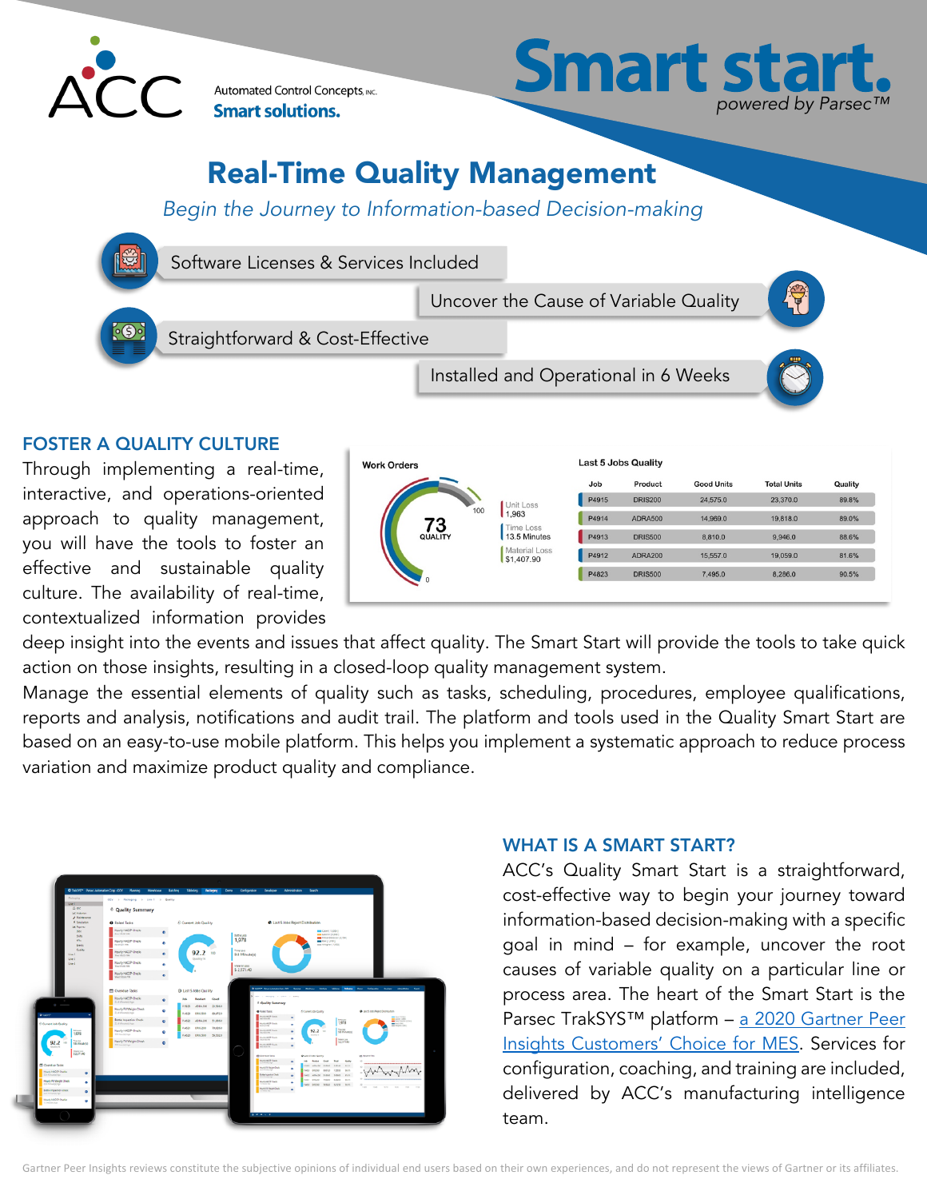ACC

Automated Control Concepts, Inc.

**Smart solutions.**

# Smart start.

*powered by Parsec™*

## Real-Time Quality Management

*Begin the Journey to Information-based Decision-making*

- Software Licenses & Services Included
- Uncover the Cause of Variable Quality
- Straightforward & Cost-Effective
- Installed and Operational in 6 Weeks

### FOSTER A QUALITY CULTURE

Through implementing a real-time, interactive, and operations-oriented approach to quality management, you will have the tools to foster an effective and sustainable quality culture. The availability of real-time, contextualized information provides deep insight into the events and issues that affect quality. The Smart Start will provide the tools to take quick action on those insights, resulting in a closed-loop quality management system.

Manage the essential elements of quality such as tasks, scheduling, procedures, employee qualifications, reports and analysis, notifications and audit trail. The platform and tools used in the Quality Smart Start are based on an easy-to-use mobile platform. This helps you implement a systematic approach to reduce process variation and maximize product quality and compliance.

### WHAT IS A SMART START?

ACC's Quality Smart Start is a straightforward, cost-effective way to begin your journey toward information-based decision-making with a specific goal in mind – for example, uncover the root causes of variable quality on a particular line or process area. The heart of the Smart Start is the Parsec TrakSYS™ platform – [a 2020 Gartner Peer Insights Customers' Choice for MES](). Services for configuration, coaching, and training are included, delivered by ACC's manufacturing intelligence team.

Gartner Peer Insights reviews constitute the subjective opinions of individual end users based on their own experiences, and do not represent the views of Gartner or its affiliates.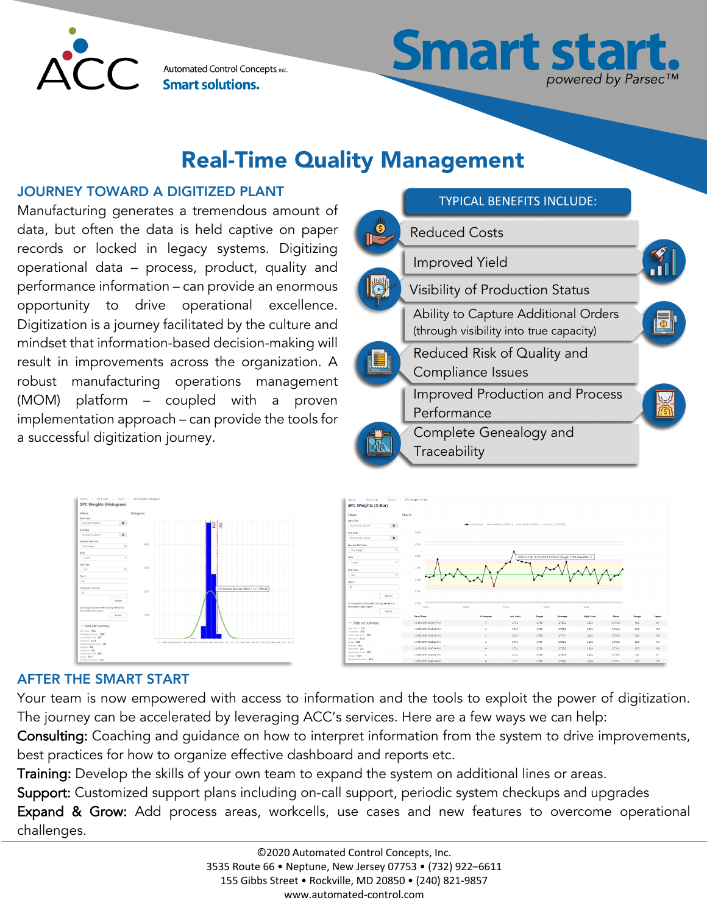ACC

Automated Control Concepts, INC.

**Smart solutions.**

**Smart start.**

*powered by Parsec™*

# Real-Time Quality Management

## JOURNEY TOWARD A DIGITIZED PLANT

Manufacturing generates a tremendous amount of data, but often the data is held captive on paper records or locked in legacy systems. Digitizing operational data – process, product, quality and performance information – can provide an enormous opportunity to drive operational excellence. Digitization is a journey facilitated by the culture and mindset that information-based decision-making will result in improvements across the organization. A robust manufacturing operations management (MOM) platform – coupled with a proven implementation approach – can provide the tools for a successful digitization journey.

## TYPICAL BENEFITS INCLUDE:

- Reduced Costs
- Improved Yield
- Visibility of Production Status
- Ability to Capture Additional Orders (through visibility into true capacity)
- Reduced Risk of Quality and Compliance Issues
- Improved Production and Process Performance
- Complete Genealogy and Traceability

## AFTER THE SMART START

Your team is now empowered with access to information and the tools to exploit the power of digitization. The journey can be accelerated by leveraging ACC's services. Here are a few ways we can help:

**Consulting:** Coaching and guidance on how to interpret information from the system to drive improvements, best practices for how to organize effective dashboard and reports etc.

**Training:** Develop the skills of your own team to expand the system on additional lines or areas.

**Support:** Customized support plans including on-call support, periodic system checkups and upgrades

**Expand & Grow:** Add process areas, workcells, use cases and new features to overcome operational challenges.

©2020 Automated Control Concepts, Inc.
3535 Route 66 • Neptune, New Jersey 07753 • (732) 922–6611
155 Gibbs Street • Rockville, MD 20850 • (240) 821-9857
www.automated-control.com